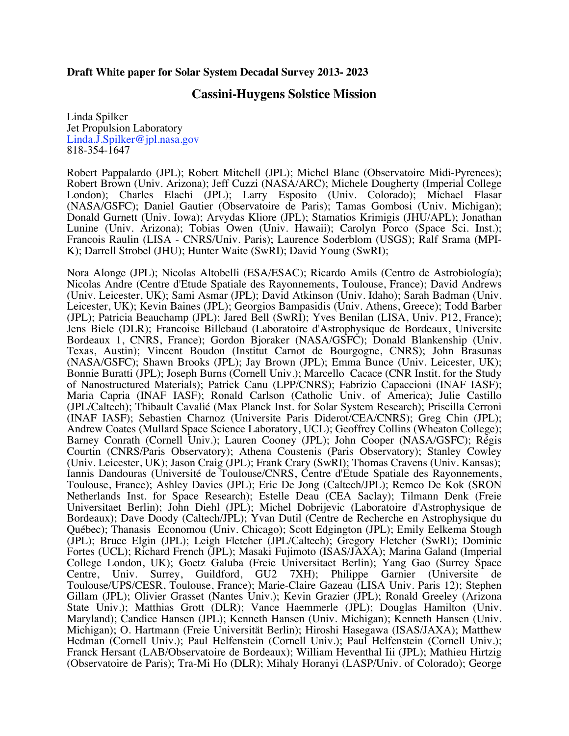**Draft White paper for Solar System Decadal Survey 2013- 2023**

## Cassini-Huygens Solstice Mission

Linda Spilker
Jet Propulsion Laboratory
Linda.J.Spilker@jpl.nasa.gov
818-354-1647

Robert Pappalardo (JPL); Robert Mitchell (JPL); Michel Blanc (Observatoire Midi-Pyrenees); Robert Brown (Univ. Arizona); Jeff Cuzzi (NASA/ARC); Michele Dougherty (Imperial College London); Charles Elachi (JPL); Larry Esposito (Univ. Colorado); Michael Flasar (NASA/GSFC); Daniel Gautier (Observatoire de Paris); Tamas Gombosi (Univ. Michigan); Donald Gurnett (Univ. Iowa); Arvydas Kliore (JPL); Stamatios Krimigis (JHU/APL); Jonathan Lunine (Univ. Arizona); Tobias Owen (Univ. Hawaii); Carolyn Porco (Space Sci. Inst.); Francois Raulin (LISA - CNRS/Univ. Paris); Laurence Soderblom (USGS); Ralf Srama (MPI-K); Darrell Strobel (JHU); Hunter Waite (SwRI); David Young (SwRI);

Nora Alonge (JPL); Nicolas Altobelli (ESA/ESAC); Ricardo Amils (Centro de Astrobiología); Nicolas Andre (Centre d'Etude Spatiale des Rayonnements, Toulouse, France); David Andrews (Univ. Leicester, UK); Sami Asmar (JPL); David Atkinson (Univ. Idaho); Sarah Badman (Univ. Leicester, UK); Kevin Baines (JPL); Georgios Bampasidis (Univ. Athens, Greece); Todd Barber (JPL); Patricia Beauchamp (JPL); Jared Bell (SwRI); Yves Benilan (LISA, Univ. P12, France); Jens Biele (DLR); Francoise Billebaud (Laboratoire d'Astrophysique de Bordeaux, Universite Bordeaux 1, CNRS, France); Gordon Bjoraker (NASA/GSFC); Donald Blankenship (Univ. Texas, Austin); Vincent Boudon (Institut Carnot de Bourgogne, CNRS); John Brasunas (NASA/GSFC); Shawn Brooks (JPL); Jay Brown (JPL); Emma Bunce (Univ. Leicester, UK); Bonnie Buratti (JPL); Joseph Burns (Cornell Univ.); Marcello Cacace (CNR Instit. for the Study of Nanostructured Materials); Patrick Canu (LPP/CNRS); Fabrizio Capaccioni (INAF IASF); Maria Capria (INAF IASF); Ronald Carlson (Catholic Univ. of America); Julie Castillo (JPL/Caltech); Thibault Cavalié (Max Planck Inst. for Solar System Research); Priscilla Cerroni (INAF IASF); Sebastien Charnoz (Universite Paris Diderot/CEA/CNRS); Greg Chin (JPL); Andrew Coates (Mullard Space Science Laboratory, UCL); Geoffrey Collins (Wheaton College); Barney Conrath (Cornell Univ.); Lauren Cooney (JPL); John Cooper (NASA/GSFC); Régis Courtin (CNRS/Paris Observatory); Athena Coustenis (Paris Observatory); Stanley Cowley (Univ. Leicester, UK); Jason Craig (JPL); Frank Crary (SwRI); Thomas Cravens (Univ. Kansas); Iannis Dandouras (Université de Toulouse/CNRS, Centre d'Etude Spatiale des Rayonnements, Toulouse, France); Ashley Davies (JPL); Eric De Jong (Caltech/JPL); Remco De Kok (SRON Netherlands Inst. for Space Research); Estelle Deau (CEA Saclay); Tilmann Denk (Freie Universitaet Berlin); John Diehl (JPL); Michel Dobrijevic (Laboratoire d'Astrophysique de Bordeaux); Dave Doody (Caltech/JPL); Yvan Dutil (Centre de Recherche en Astrophysique du Québec); Thanasis Economou (Univ. Chicago); Scott Edgington (JPL); Emily Eelkema Stough (JPL); Bruce Elgin (JPL); Leigh Fletcher (JPL/Caltech); Gregory Fletcher (SwRI); Dominic Fortes (UCL); Richard French (JPL); Masaki Fujimoto (ISAS/JAXA); Marina Galand (Imperial College London, UK); Goetz Galuba (Freie Universitaet Berlin); Yang Gao (Surrey Space Centre, Univ. Surrey, Guildford, GU2 7XH); Philippe Garnier (Universite de Toulouse/UPS/CESR, Toulouse, France); Marie-Claire Gazeau (LISA Univ. Paris 12); Stephen Gillam (JPL); Olivier Grasset (Nantes Univ.); Kevin Grazier (JPL); Ronald Greeley (Arizona State Univ.); Matthias Grott (DLR); Vance Haemmerle (JPL); Douglas Hamilton (Univ. Maryland); Candice Hansen (JPL); Kenneth Hansen (Univ. Michigan); Kenneth Hansen (Univ. Michigan); O. Hartmann (Freie Universität Berlin); Hiroshi Hasegawa (ISAS/JAXA); Matthew Hedman (Cornell Univ.); Paul Helfenstein (Cornell Univ.); Paul Helfenstein (Cornell Univ.); Franck Hersant (LAB/Observatoire de Bordeaux); William Heventhal Iii (JPL); Mathieu Hirtzig (Observatoire de Paris); Tra-Mi Ho (DLR); Mihaly Horanyi (LASP/Univ. of Colorado); George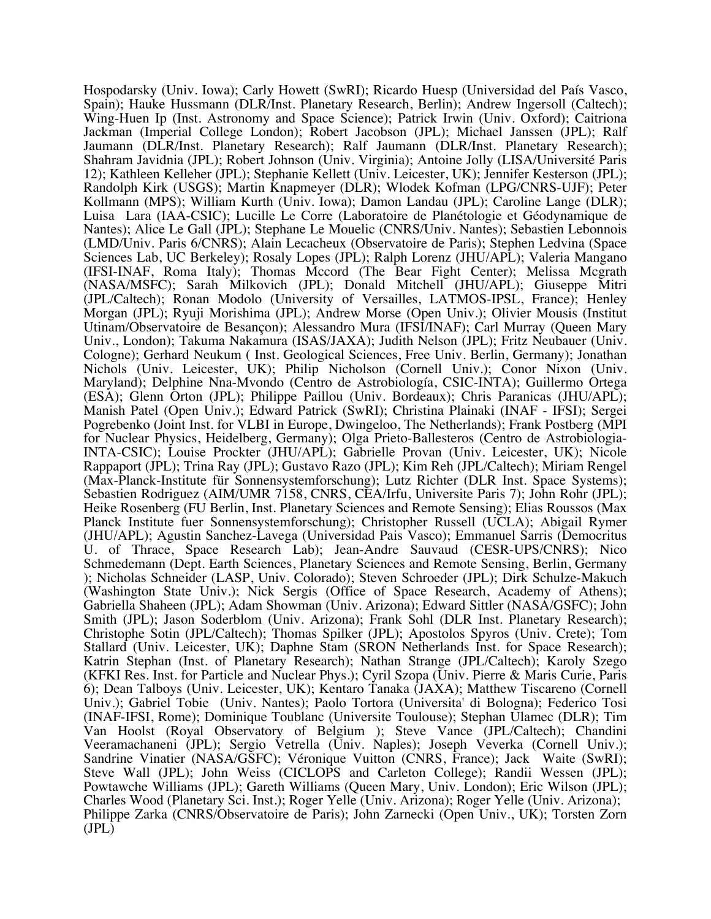Hospodarsky (Univ. Iowa); Carly Howett (SwRI); Ricardo Huesp (Universidad del País Vasco, Spain); Hauke Hussmann (DLR/Inst. Planetary Research, Berlin); Andrew Ingersoll (Caltech); Wing-Huen Ip (Inst. Astronomy and Space Science); Patrick Irwin (Univ. Oxford); Caitriona Jackman (Imperial College London); Robert Jacobson (JPL); Michael Janssen (JPL); Ralf Jaumann (DLR/Inst. Planetary Research); Ralf Jaumann (DLR/Inst. Planetary Research); Shahram Javidnia (JPL); Robert Johnson (Univ. Virginia); Antoine Jolly (LISA/Université Paris 12); Kathleen Kelleher (JPL); Stephanie Kellett (Univ. Leicester, UK); Jennifer Kesterson (JPL); Randolph Kirk (USGS); Martin Knapmeyer (DLR); Wlodek Kofman (LPG/CNRS-UJF); Peter Kollmann (MPS); William Kurth (Univ. Iowa); Damon Landau (JPL); Caroline Lange (DLR); Luisa Lara (IAA-CSIC); Lucille Le Corre (Laboratoire de Planétologie et Géodynamique de Nantes); Alice Le Gall (JPL); Stephane Le Mouelic (CNRS/Univ. Nantes); Sebastien Lebonnois (LMD/Univ. Paris 6/CNRS); Alain Lecacheux (Observatoire de Paris); Stephen Ledvina (Space Sciences Lab, UC Berkeley); Rosaly Lopes (JPL); Ralph Lorenz (JHU/APL); Valeria Mangano (IFSI-INAF, Roma Italy); Thomas Mccord (The Bear Fight Center); Melissa Mcgrath (NASA/MSFC); Sarah Milkovich (JPL); Donald Mitchell (JHU/APL); Giuseppe Mitri (JPL/Caltech); Ronan Modolo (University of Versailles, LATMOS-IPSL, France); Henley Morgan (JPL); Ryuji Morishima (JPL); Andrew Morse (Open Univ.); Olivier Mousis (Institut Utinam/Observatoire de Besançon); Alessandro Mura (IFSI/INAF); Carl Murray (Queen Mary Univ., London); Takuma Nakamura (ISAS/JAXA); Judith Nelson (JPL); Fritz Neubauer (Univ. Cologne); Gerhard Neukum ( Inst. Geological Sciences, Free Univ. Berlin, Germany); Jonathan Nichols (Univ. Leicester, UK); Philip Nicholson (Cornell Univ.); Conor Nixon (Univ. Maryland); Delphine Nna-Mvondo (Centro de Astrobiología, CSIC-INTA); Guillermo Ortega (ESA); Glenn Orton (JPL); Philippe Paillou (Univ. Bordeaux); Chris Paranicas (JHU/APL); Manish Patel (Open Univ.); Edward Patrick (SwRI); Christina Plainaki (INAF - IFSI); Sergei Pogrebenko (Joint Inst. for VLBI in Europe, Dwingeloo, The Netherlands); Frank Postberg (MPI for Nuclear Physics, Heidelberg, Germany); Olga Prieto-Ballesteros (Centro de Astrobiologia-INTA-CSIC); Louise Prockter (JHU/APL); Gabrielle Provan (Univ. Leicester, UK); Nicole Rappaport (JPL); Trina Ray (JPL); Gustavo Razo (JPL); Kim Reh (JPL/Caltech); Miriam Rengel (Max-Planck-Institute für Sonnensystemforschung); Lutz Richter (DLR Inst. Space Systems); Sebastien Rodriguez (AIM/UMR 7158, CNRS, CEA/Irfu, Universite Paris 7); John Rohr (JPL); Heike Rosenberg (FU Berlin, Inst. Planetary Sciences and Remote Sensing); Elias Roussos (Max Planck Institute fuer Sonnensystemforschung); Christopher Russell (UCLA); Abigail Rymer (JHU/APL); Agustin Sanchez-Lavega (Universidad Pais Vasco); Emmanuel Sarris (Democritus U. of Thrace, Space Research Lab); Jean-Andre Sauvaud (CESR-UPS/CNRS); Nico Schmedemann (Dept. Earth Sciences, Planetary Sciences and Remote Sensing, Berlin, Germany ); Nicholas Schneider (LASP, Univ. Colorado); Steven Schroeder (JPL); Dirk Schulze-Makuch (Washington State Univ.); Nick Sergis (Office of Space Research, Academy of Athens); Gabriella Shaheen (JPL); Adam Showman (Univ. Arizona); Edward Sittler (NASA/GSFC); John Smith (JPL); Jason Soderblom (Univ. Arizona); Frank Sohl (DLR Inst. Planetary Research); Christophe Sotin (JPL/Caltech); Thomas Spilker (JPL); Apostolos Spyros (Univ. Crete); Tom Stallard (Univ. Leicester, UK); Daphne Stam (SRON Netherlands Inst. for Space Research); Katrin Stephan (Inst. of Planetary Research); Nathan Strange (JPL/Caltech); Karoly Szego (KFKI Res. Inst. for Particle and Nuclear Phys.); Cyril Szopa (Univ. Pierre & Maris Curie, Paris 6); Dean Talboys (Univ. Leicester, UK); Kentaro Tanaka (JAXA); Matthew Tiscareno (Cornell Univ.); Gabriel Tobie (Univ. Nantes); Paolo Tortora (Universita' di Bologna); Federico Tosi (INAF-IFSI, Rome); Dominique Toublanc (Universite Toulouse); Stephan Ulamec (DLR); Tim Van Hoolst (Royal Observatory of Belgium ); Steve Vance (JPL/Caltech); Chandini Veeramachaneni (JPL); Sergio Vetrella (Univ. Naples); Joseph Veverka (Cornell Univ.); Sandrine Vinatier (NASA/GSFC); Véronique Vuitton (CNRS, France); Jack Waite (SwRI); Steve Wall (JPL); John Weiss (CICLOPS and Carleton College); Randii Wessen (JPL); Powtawche Williams (JPL); Gareth Williams (Queen Mary, Univ. London); Eric Wilson (JPL); Charles Wood (Planetary Sci. Inst.); Roger Yelle (Univ. Arizona); Roger Yelle (Univ. Arizona); Philippe Zarka (CNRS/Observatoire de Paris); John Zarnecki (Open Univ., UK); Torsten Zorn (JPL)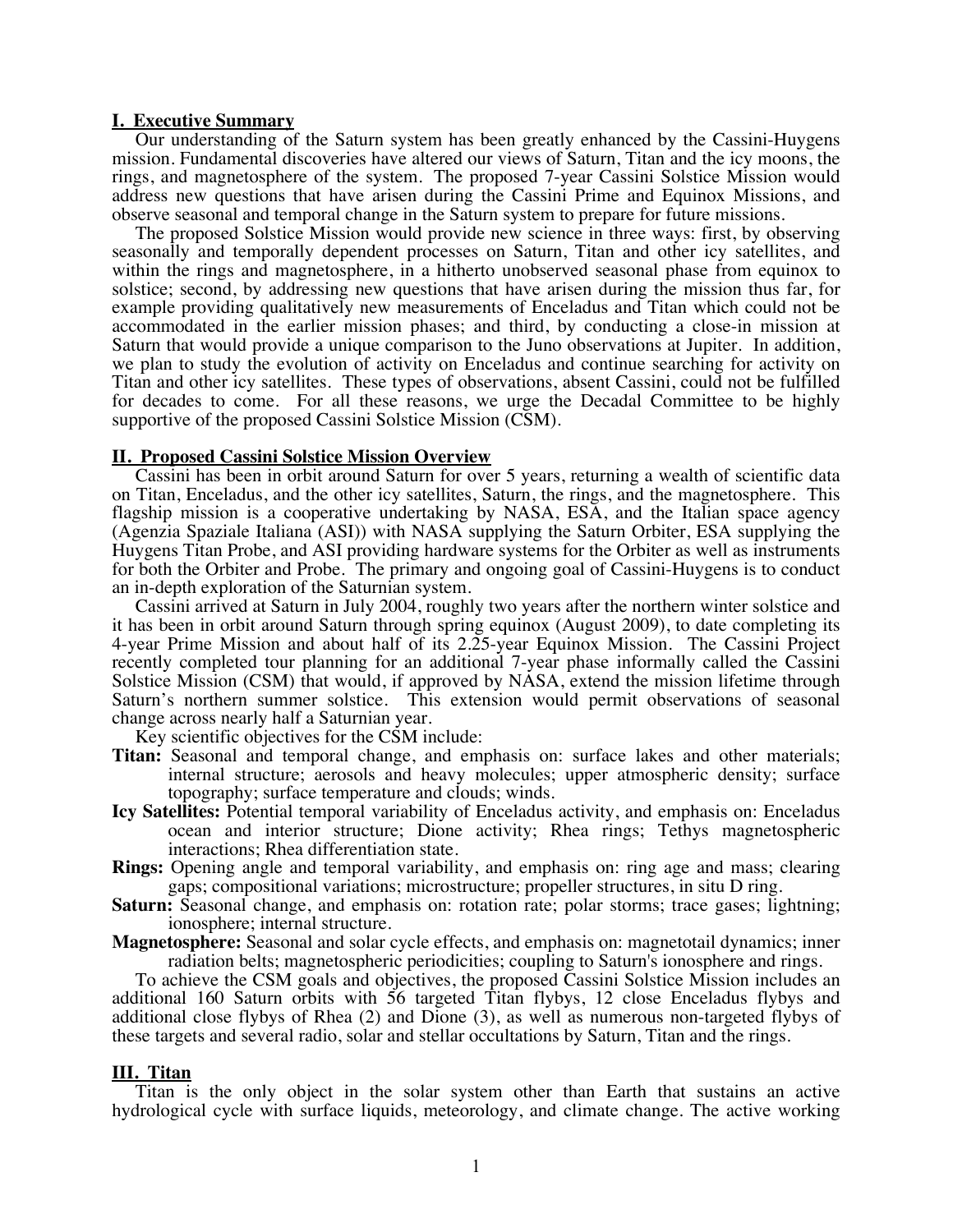## I. Executive Summary

Our understanding of the Saturn system has been greatly enhanced by the Cassini-Huygens mission. Fundamental discoveries have altered our views of Saturn, Titan and the icy moons, the rings, and magnetosphere of the system. The proposed 7-year Cassini Solstice Mission would address new questions that have arisen during the Cassini Prime and Equinox Missions, and observe seasonal and temporal change in the Saturn system to prepare for future missions.

The proposed Solstice Mission would provide new science in three ways: first, by observing seasonally and temporally dependent processes on Saturn, Titan and other icy satellites, and within the rings and magnetosphere, in a hitherto unobserved seasonal phase from equinox to solstice; second, by addressing new questions that have arisen during the mission thus far, for example providing qualitatively new measurements of Enceladus and Titan which could not be accommodated in the earlier mission phases; and third, by conducting a close-in mission at Saturn that would provide a unique comparison to the Juno observations at Jupiter. In addition, we plan to study the evolution of activity on Enceladus and continue searching for activity on Titan and other icy satellites. These types of observations, absent Cassini, could not be fulfilled for decades to come. For all these reasons, we urge the Decadal Committee to be highly supportive of the proposed Cassini Solstice Mission (CSM).

## II. Proposed Cassini Solstice Mission Overview

Cassini has been in orbit around Saturn for over 5 years, returning a wealth of scientific data on Titan, Enceladus, and the other icy satellites, Saturn, the rings, and the magnetosphere. This flagship mission is a cooperative undertaking by NASA, ESA, and the Italian space agency (Agenzia Spaziale Italiana (ASI)) with NASA supplying the Saturn Orbiter, ESA supplying the Huygens Titan Probe, and ASI providing hardware systems for the Orbiter as well as instruments for both the Orbiter and Probe. The primary and ongoing goal of Cassini-Huygens is to conduct an in-depth exploration of the Saturnian system.

Cassini arrived at Saturn in July 2004, roughly two years after the northern winter solstice and it has been in orbit around Saturn through spring equinox (August 2009), to date completing its 4-year Prime Mission and about half of its 2.25-year Equinox Mission. The Cassini Project recently completed tour planning for an additional 7-year phase informally called the Cassini Solstice Mission (CSM) that would, if approved by NASA, extend the mission lifetime through Saturn's northern summer solstice. This extension would permit observations of seasonal change across nearly half a Saturnian year.

Key scientific objectives for the CSM include:

- **Titan:** Seasonal and temporal change, and emphasis on: surface lakes and other materials; internal structure; aerosols and heavy molecules; upper atmospheric density; surface topography; surface temperature and clouds; winds.
- **Icy Satellites:** Potential temporal variability of Enceladus activity, and emphasis on: Enceladus ocean and interior structure; Dione activity; Rhea rings; Tethys magnetospheric interactions; Rhea differentiation state.
- **Rings:** Opening angle and temporal variability, and emphasis on: ring age and mass; clearing gaps; compositional variations; microstructure; propeller structures, in situ D ring.
- **Saturn:** Seasonal change, and emphasis on: rotation rate; polar storms; trace gases; lightning; ionosphere; internal structure.
- **Magnetosphere:** Seasonal and solar cycle effects, and emphasis on: magnetotail dynamics; inner radiation belts; magnetospheric periodicities; coupling to Saturn's ionosphere and rings.

To achieve the CSM goals and objectives, the proposed Cassini Solstice Mission includes an additional 160 Saturn orbits with 56 targeted Titan flybys, 12 close Enceladus flybys and additional close flybys of Rhea (2) and Dione (3), as well as numerous non-targeted flybys of these targets and several radio, solar and stellar occultations by Saturn, Titan and the rings.

## III. Titan

Titan is the only object in the solar system other than Earth that sustains an active hydrological cycle with surface liquids, meteorology, and climate change. The active working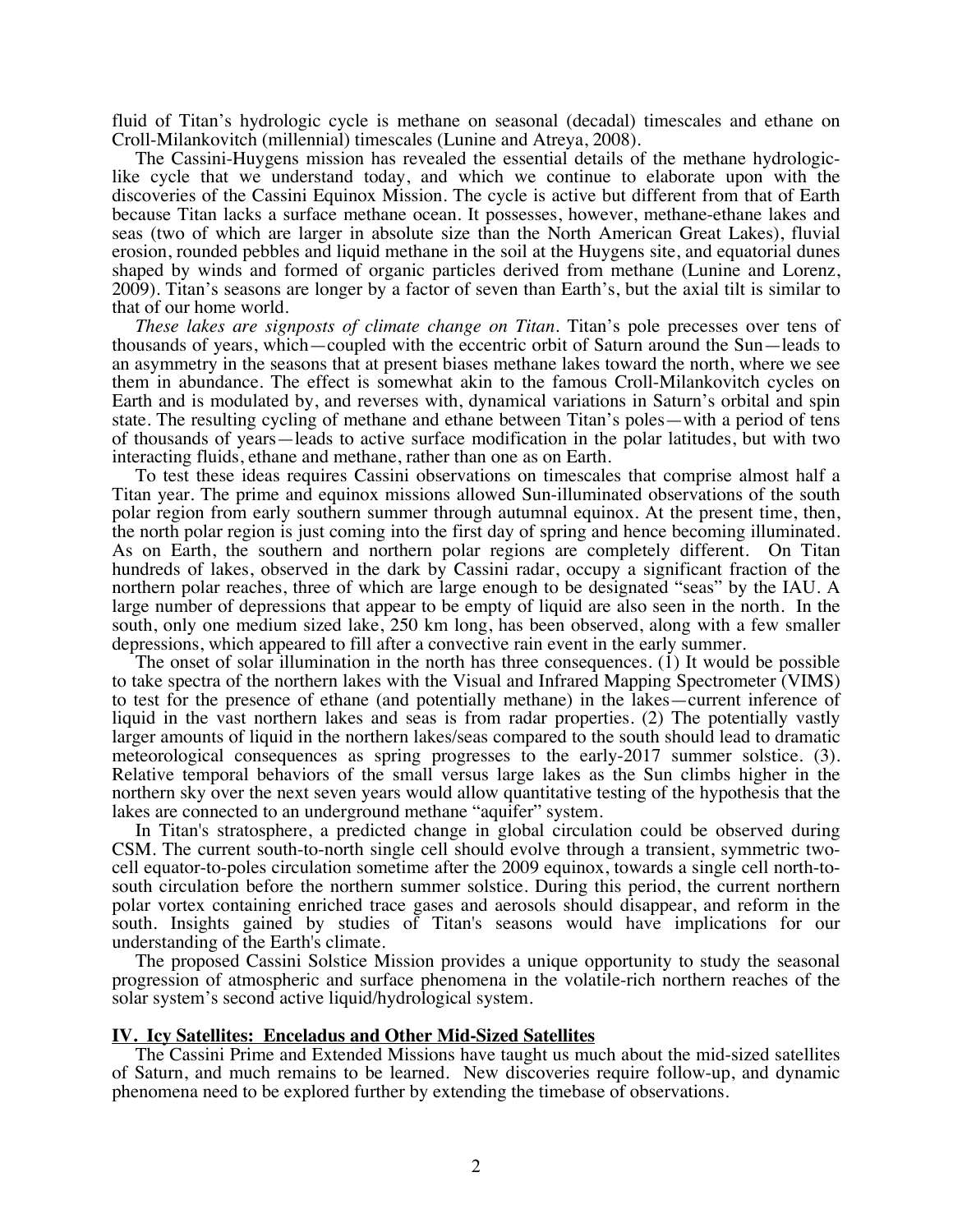fluid of Titan's hydrologic cycle is methane on seasonal (decadal) timescales and ethane on Croll-Milankovitch (millennial) timescales (Lunine and Atreya, 2008).

The Cassini-Huygens mission has revealed the essential details of the methane hydrologic-like cycle that we understand today, and which we continue to elaborate upon with the discoveries of the Cassini Equinox Mission. The cycle is active but different from that of Earth because Titan lacks a surface methane ocean. It possesses, however, methane-ethane lakes and seas (two of which are larger in absolute size than the North American Great Lakes), fluvial erosion, rounded pebbles and liquid methane in the soil at the Huygens site, and equatorial dunes shaped by winds and formed of organic particles derived from methane (Lunine and Lorenz, 2009). Titan's seasons are longer by a factor of seven than Earth's, but the axial tilt is similar to that of our home world.

*These lakes are signposts of climate change on Titan.* Titan's pole precesses over tens of thousands of years, which—coupled with the eccentric orbit of Saturn around the Sun—leads to an asymmetry in the seasons that at present biases methane lakes toward the north, where we see them in abundance. The effect is somewhat akin to the famous Croll-Milankovitch cycles on Earth and is modulated by, and reverses with, dynamical variations in Saturn's orbital and spin state. The resulting cycling of methane and ethane between Titan's poles—with a period of tens of thousands of years—leads to active surface modification in the polar latitudes, but with two interacting fluids, ethane and methane, rather than one as on Earth.

To test these ideas requires Cassini observations on timescales that comprise almost half a Titan year. The prime and equinox missions allowed Sun-illuminated observations of the south polar region from early southern summer through autumnal equinox. At the present time, then, the north polar region is just coming into the first day of spring and hence becoming illuminated. As on Earth, the southern and northern polar regions are completely different. On Titan hundreds of lakes, observed in the dark by Cassini radar, occupy a significant fraction of the northern polar reaches, three of which are large enough to be designated "seas" by the IAU. A large number of depressions that appear to be empty of liquid are also seen in the north. In the south, only one medium sized lake, 250 km long, has been observed, along with a few smaller depressions, which appeared to fill after a convective rain event in the early summer.

The onset of solar illumination in the north has three consequences. (1) It would be possible to take spectra of the northern lakes with the Visual and Infrared Mapping Spectrometer (VIMS) to test for the presence of ethane (and potentially methane) in the lakes—current inference of liquid in the vast northern lakes and seas is from radar properties. (2) The potentially vastly larger amounts of liquid in the northern lakes/seas compared to the south should lead to dramatic meteorological consequences as spring progresses to the early-2017 summer solstice. (3). Relative temporal behaviors of the small versus large lakes as the Sun climbs higher in the northern sky over the next seven years would allow quantitative testing of the hypothesis that the lakes are connected to an underground methane "aquifer" system.

In Titan's stratosphere, a predicted change in global circulation could be observed during CSM. The current south-to-north single cell should evolve through a transient, symmetric two-cell equator-to-poles circulation sometime after the 2009 equinox, towards a single cell north-to-south circulation before the northern summer solstice. During this period, the current northern polar vortex containing enriched trace gases and aerosols should disappear, and reform in the south. Insights gained by studies of Titan's seasons would have implications for our understanding of the Earth's climate.

The proposed Cassini Solstice Mission provides a unique opportunity to study the seasonal progression of atmospheric and surface phenomena in the volatile-rich northern reaches of the solar system's second active liquid/hydrological system.

## IV. Icy Satellites: Enceladus and Other Mid-Sized Satellites

The Cassini Prime and Extended Missions have taught us much about the mid-sized satellites of Saturn, and much remains to be learned. New discoveries require follow-up, and dynamic phenomena need to be explored further by extending the timebase of observations.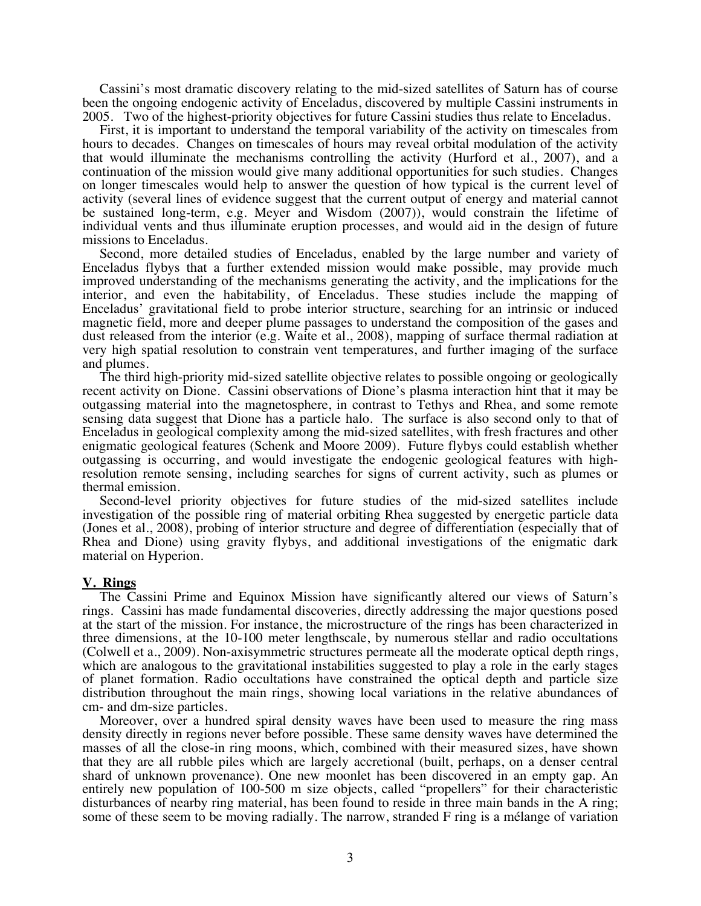Cassini's most dramatic discovery relating to the mid-sized satellites of Saturn has of course been the ongoing endogenic activity of Enceladus, discovered by multiple Cassini instruments in 2005. Two of the highest-priority objectives for future Cassini studies thus relate to Enceladus.

First, it is important to understand the temporal variability of the activity on timescales from hours to decades. Changes on timescales of hours may reveal orbital modulation of the activity that would illuminate the mechanisms controlling the activity (Hurford et al., 2007), and a continuation of the mission would give many additional opportunities for such studies. Changes on longer timescales would help to answer the question of how typical is the current level of activity (several lines of evidence suggest that the current output of energy and material cannot be sustained long-term, e.g. Meyer and Wisdom (2007)), would constrain the lifetime of individual vents and thus illuminate eruption processes, and would aid in the design of future missions to Enceladus.

Second, more detailed studies of Enceladus, enabled by the large number and variety of Enceladus flybys that a further extended mission would make possible, may provide much improved understanding of the mechanisms generating the activity, and the implications for the interior, and even the habitability, of Enceladus. These studies include the mapping of Enceladus' gravitational field to probe interior structure, searching for an intrinsic or induced magnetic field, more and deeper plume passages to understand the composition of the gases and dust released from the interior (e.g. Waite et al., 2008), mapping of surface thermal radiation at very high spatial resolution to constrain vent temperatures, and further imaging of the surface and plumes.

The third high-priority mid-sized satellite objective relates to possible ongoing or geologically recent activity on Dione. Cassini observations of Dione's plasma interaction hint that it may be outgassing material into the magnetosphere, in contrast to Tethys and Rhea, and some remote sensing data suggest that Dione has a particle halo. The surface is also second only to that of Enceladus in geological complexity among the mid-sized satellites, with fresh fractures and other enigmatic geological features (Schenk and Moore 2009). Future flybys could establish whether outgassing is occurring, and would investigate the endogenic geological features with high-resolution remote sensing, including searches for signs of current activity, such as plumes or thermal emission.

Second-level priority objectives for future studies of the mid-sized satellites include investigation of the possible ring of material orbiting Rhea suggested by energetic particle data (Jones et al., 2008), probing of interior structure and degree of differentiation (especially that of Rhea and Dione) using gravity flybys, and additional investigations of the enigmatic dark material on Hyperion.

## V. Rings

The Cassini Prime and Equinox Mission have significantly altered our views of Saturn's rings. Cassini has made fundamental discoveries, directly addressing the major questions posed at the start of the mission. For instance, the microstructure of the rings has been characterized in three dimensions, at the 10-100 meter lengthscale, by numerous stellar and radio occultations (Colwell et a., 2009). Non-axisymmetric structures permeate all the moderate optical depth rings, which are analogous to the gravitational instabilities suggested to play a role in the early stages of planet formation. Radio occultations have constrained the optical depth and particle size distribution throughout the main rings, showing local variations in the relative abundances of cm- and dm-size particles.

Moreover, over a hundred spiral density waves have been used to measure the ring mass density directly in regions never before possible. These same density waves have determined the masses of all the close-in ring moons, which, combined with their measured sizes, have shown that they are all rubble piles which are largely accretional (built, perhaps, on a denser central shard of unknown provenance). One new moonlet has been discovered in an empty gap. An entirely new population of 100-500 m size objects, called "propellers" for their characteristic disturbances of nearby ring material, has been found to reside in three main bands in the A ring; some of these seem to be moving radially. The narrow, stranded F ring is a mélange of variation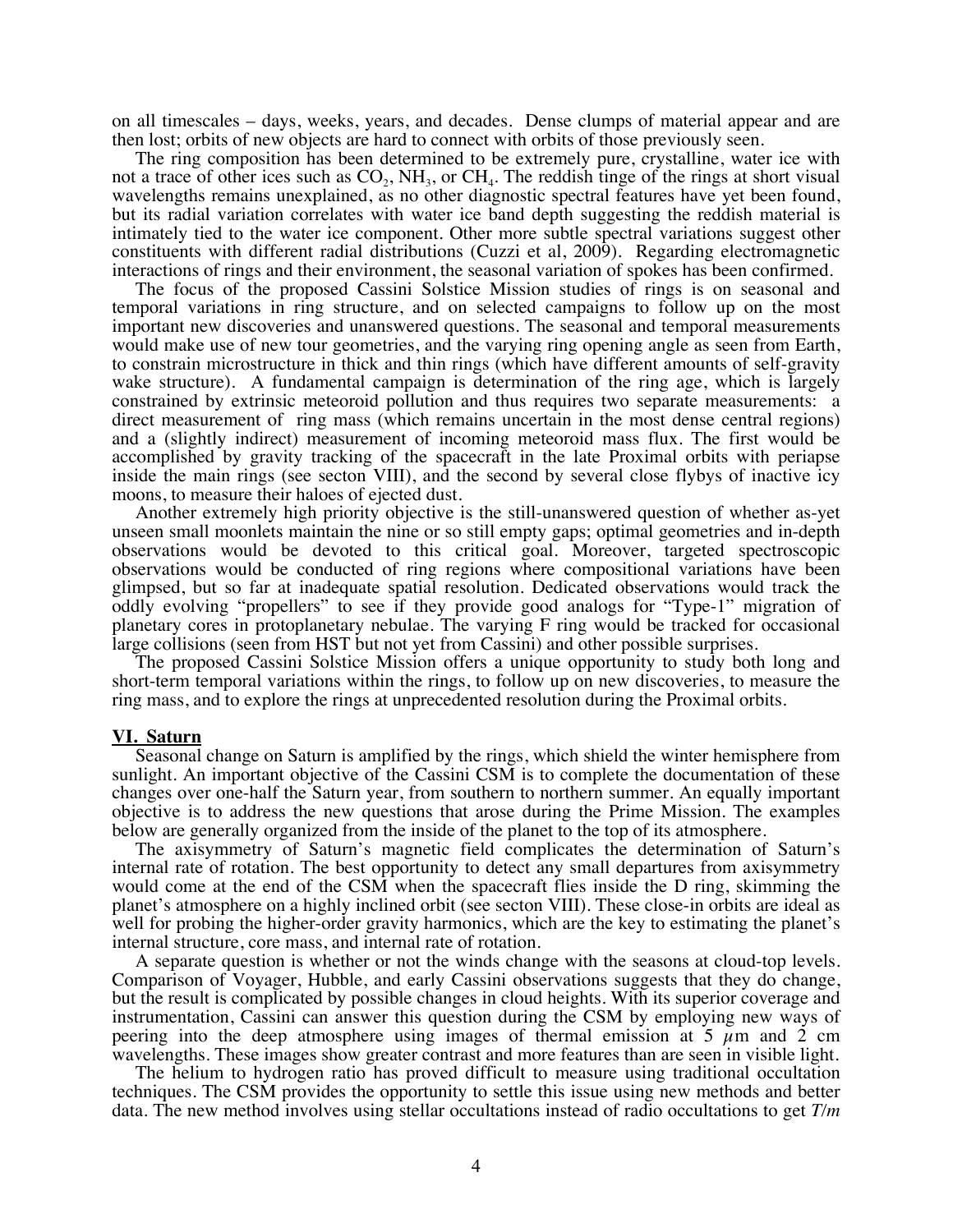on all timescales – days, weeks, years, and decades. Dense clumps of material appear and are then lost; orbits of new objects are hard to connect with orbits of those previously seen.

The ring composition has been determined to be extremely pure, crystalline, water ice with not a trace of other ices such as $CO_2$, $NH_3$, or $CH_4$. The reddish tinge of the rings at short visual wavelengths remains unexplained, as no other diagnostic spectral features have yet been found, but its radial variation correlates with water ice band depth suggesting the reddish material is intimately tied to the water ice component. Other more subtle spectral variations suggest other constituents with different radial distributions (Cuzzi et al, 2009). Regarding electromagnetic interactions of rings and their environment, the seasonal variation of spokes has been confirmed.

The focus of the proposed Cassini Solstice Mission studies of rings is on seasonal and temporal variations in ring structure, and on selected campaigns to follow up on the most important new discoveries and unanswered questions. The seasonal and temporal measurements would make use of new tour geometries, and the varying ring opening angle as seen from Earth, to constrain microstructure in thick and thin rings (which have different amounts of self-gravity wake structure). A fundamental campaign is determination of the ring age, which is largely constrained by extrinsic meteoroid pollution and thus requires two separate measurements: a direct measurement of ring mass (which remains uncertain in the most dense central regions) and a (slightly indirect) measurement of incoming meteoroid mass flux. The first would be accomplished by gravity tracking of the spacecraft in the late Proximal orbits with periapse inside the main rings (see secton VIII), and the second by several close flybys of inactive icy moons, to measure their haloes of ejected dust.

Another extremely high priority objective is the still-unanswered question of whether as-yet unseen small moonlets maintain the nine or so still empty gaps; optimal geometries and in-depth observations would be devoted to this critical goal. Moreover, targeted spectroscopic observations would be conducted of ring regions where compositional variations have been glimpsed, but so far at inadequate spatial resolution. Dedicated observations would track the oddly evolving "propellers" to see if they provide good analogs for "Type-1" migration of planetary cores in protoplanetary nebulae. The varying F ring would be tracked for occasional large collisions (seen from HST but not yet from Cassini) and other possible surprises.

The proposed Cassini Solstice Mission offers a unique opportunity to study both long and short-term temporal variations within the rings, to follow up on new discoveries, to measure the ring mass, and to explore the rings at unprecedented resolution during the Proximal orbits.

## VI. Saturn

Seasonal change on Saturn is amplified by the rings, which shield the winter hemisphere from sunlight. An important objective of the Cassini CSM is to complete the documentation of these changes over one-half the Saturn year, from southern to northern summer. An equally important objective is to address the new questions that arose during the Prime Mission. The examples below are generally organized from the inside of the planet to the top of its atmosphere.

The axisymmetry of Saturn's magnetic field complicates the determination of Saturn's internal rate of rotation. The best opportunity to detect any small departures from axisymmetry would come at the end of the CSM when the spacecraft flies inside the D ring, skimming the planet's atmosphere on a highly inclined orbit (see secton VIII). These close-in orbits are ideal as well for probing the higher-order gravity harmonics, which are the key to estimating the planet's internal structure, core mass, and internal rate of rotation.

A separate question is whether or not the winds change with the seasons at cloud-top levels. Comparison of Voyager, Hubble, and early Cassini observations suggests that they do change, but the result is complicated by possible changes in cloud heights. With its superior coverage and instrumentation, Cassini can answer this question during the CSM by employing new ways of peering into the deep atmosphere using images of thermal emission at 5 $\mu$m and 2 cm wavelengths. These images show greater contrast and more features than are seen in visible light.

The helium to hydrogen ratio has proved difficult to measure using traditional occultation techniques. The CSM provides the opportunity to settle this issue using new methods and better data. The new method involves using stellar occultations instead of radio occultations to get $T/m$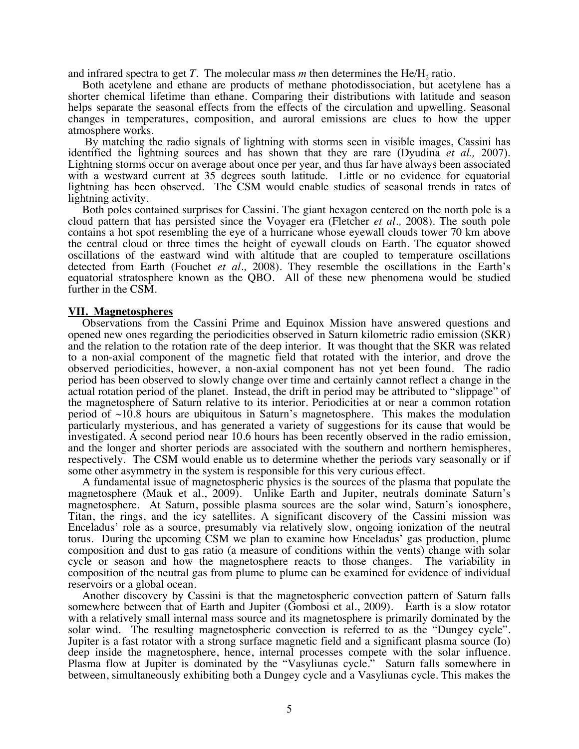and infrared spectra to get $T$. The molecular mass $m$ then determines the $He/H_2$ ratio.

Both acetylene and ethane are products of methane photodissociation, but acetylene has a shorter chemical lifetime than ethane. Comparing their distributions with latitude and season helps separate the seasonal effects from the effects of the circulation and upwelling. Seasonal changes in temperatures, composition, and auroral emissions are clues to how the upper atmosphere works.

By matching the radio signals of lightning with storms seen in visible images, Cassini has identified the lightning sources and has shown that they are rare (Dyudina *et al.,* 2007). Lightning storms occur on average about once per year, and thus far have always been associated with a westward current at 35 degrees south latitude. Little or no evidence for equatorial lightning has been observed. The CSM would enable studies of seasonal trends in rates of lightning activity.

Both poles contained surprises for Cassini. The giant hexagon centered on the north pole is a cloud pattern that has persisted since the Voyager era (Fletcher *et al.,* 2008). The south pole contains a hot spot resembling the eye of a hurricane whose eyewall clouds tower 70 km above the central cloud or three times the height of eyewall clouds on Earth. The equator showed oscillations of the eastward wind with altitude that are coupled to temperature oscillations detected from Earth (Fouchet *et al.,* 2008). They resemble the oscillations in the Earth's equatorial stratosphere known as the QBO. All of these new phenomena would be studied further in the CSM.

## VII. Magnetospheres

Observations from the Cassini Prime and Equinox Mission have answered questions and opened new ones regarding the periodicities observed in Saturn kilometric radio emission (SKR) and the relation to the rotation rate of the deep interior. It was thought that the SKR was related to a non-axial component of the magnetic field that rotated with the interior, and drove the observed periodicities, however, a non-axial component has not yet been found. The radio period has been observed to slowly change over time and certainly cannot reflect a change in the actual rotation period of the planet. Instead, the drift in period may be attributed to "slippage" of the magnetosphere of Saturn relative to its interior. Periodicities at or near a common rotation period of ~10.8 hours are ubiquitous in Saturn's magnetosphere. This makes the modulation particularly mysterious, and has generated a variety of suggestions for its cause that would be investigated. A second period near 10.6 hours has been recently observed in the radio emission, and the longer and shorter periods are associated with the southern and northern hemispheres, respectively. The CSM would enable us to determine whether the periods vary seasonally or if some other asymmetry in the system is responsible for this very curious effect.

A fundamental issue of magnetospheric physics is the sources of the plasma that populate the magnetosphere (Mauk et al., 2009). Unlike Earth and Jupiter, neutrals dominate Saturn's magnetosphere. At Saturn, possible plasma sources are the solar wind, Saturn's ionosphere, Titan, the rings, and the icy satellites. A significant discovery of the Cassini mission was Enceladus' role as a source, presumably via relatively slow, ongoing ionization of the neutral torus. During the upcoming CSM we plan to examine how Enceladus' gas production, plume composition and dust to gas ratio (a measure of conditions within the vents) change with solar cycle or season and how the magnetosphere reacts to those changes. The variability in composition of the neutral gas from plume to plume can be examined for evidence of individual reservoirs or a global ocean.

Another discovery by Cassini is that the magnetospheric convection pattern of Saturn falls somewhere between that of Earth and Jupiter (Gombosi et al., 2009). Earth is a slow rotator with a relatively small internal mass source and its magnetosphere is primarily dominated by the solar wind. The resulting magnetospheric convection is referred to as the "Dungey cycle". Jupiter is a fast rotator with a strong surface magnetic field and a significant plasma source (Io) deep inside the magnetosphere, hence, internal processes compete with the solar influence. Plasma flow at Jupiter is dominated by the "Vasyliunas cycle." Saturn falls somewhere in between, simultaneously exhibiting both a Dungey cycle and a Vasyliunas cycle. This makes the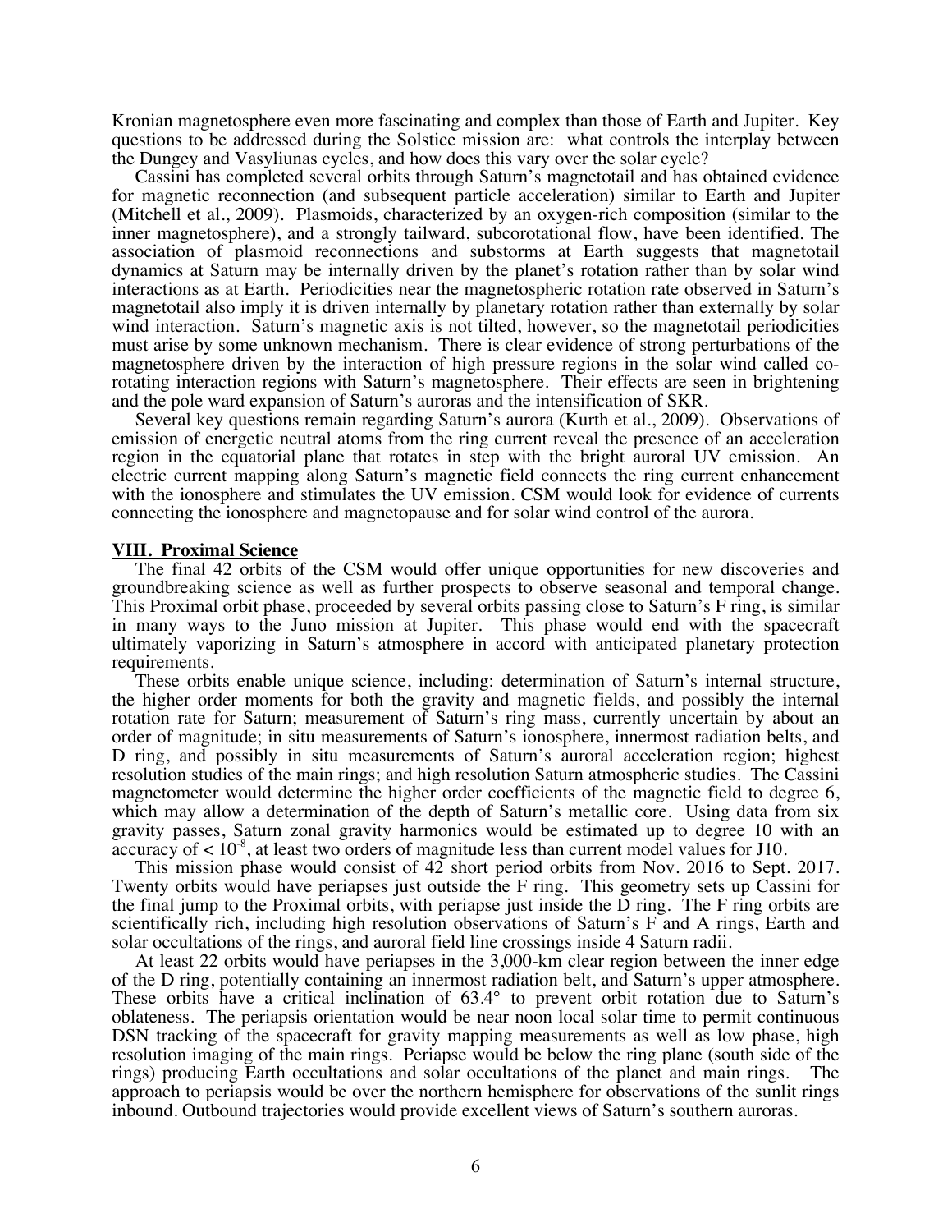Kronian magnetosphere even more fascinating and complex than those of Earth and Jupiter. Key questions to be addressed during the Solstice mission are: what controls the interplay between the Dungey and Vasyliunas cycles, and how does this vary over the solar cycle?

Cassini has completed several orbits through Saturn's magnetotail and has obtained evidence for magnetic reconnection (and subsequent particle acceleration) similar to Earth and Jupiter (Mitchell et al., 2009). Plasmoids, characterized by an oxygen-rich composition (similar to the inner magnetosphere), and a strongly tailward, subcorotational flow, have been identified. The association of plasmoid reconnections and substorms at Earth suggests that magnetotail dynamics at Saturn may be internally driven by the planet's rotation rather than by solar wind interactions as at Earth. Periodicities near the magnetospheric rotation rate observed in Saturn's magnetotail also imply it is driven internally by planetary rotation rather than externally by solar wind interaction. Saturn's magnetic axis is not tilted, however, so the magnetotail periodicities must arise by some unknown mechanism. There is clear evidence of strong perturbations of the magnetosphere driven by the interaction of high pressure regions in the solar wind called co-rotating interaction regions with Saturn's magnetosphere. Their effects are seen in brightening and the pole ward expansion of Saturn's auroras and the intensification of SKR.

Several key questions remain regarding Saturn's aurora (Kurth et al., 2009). Observations of emission of energetic neutral atoms from the ring current reveal the presence of an acceleration region in the equatorial plane that rotates in step with the bright auroral UV emission. An electric current mapping along Saturn's magnetic field connects the ring current enhancement with the ionosphere and stimulates the UV emission. CSM would look for evidence of currents connecting the ionosphere and magnetopause and for solar wind control of the aurora.

## VIII. Proximal Science

The final 42 orbits of the CSM would offer unique opportunities for new discoveries and groundbreaking science as well as further prospects to observe seasonal and temporal change. This Proximal orbit phase, proceeded by several orbits passing close to Saturn's F ring, is similar in many ways to the Juno mission at Jupiter. This phase would end with the spacecraft ultimately vaporizing in Saturn's atmosphere in accord with anticipated planetary protection requirements.

These orbits enable unique science, including: determination of Saturn's internal structure, the higher order moments for both the gravity and magnetic fields, and possibly the internal rotation rate for Saturn; measurement of Saturn's ring mass, currently uncertain by about an order of magnitude; in situ measurements of Saturn's ionosphere, innermost radiation belts, and D ring, and possibly in situ measurements of Saturn's auroral acceleration region; highest resolution studies of the main rings; and high resolution Saturn atmospheric studies. The Cassini magnetometer would determine the higher order coefficients of the magnetic field to degree 6, which may allow a determination of the depth of Saturn's metallic core. Using data from six gravity passes, Saturn zonal gravity harmonics would be estimated up to degree 10 with an accuracy of $< 10^{-8}$, at least two orders of magnitude less than current model values for J10.

This mission phase would consist of 42 short period orbits from Nov. 2016 to Sept. 2017. Twenty orbits would have periapses just outside the F ring. This geometry sets up Cassini for the final jump to the Proximal orbits, with periapse just inside the D ring. The F ring orbits are scientifically rich, including high resolution observations of Saturn's F and A rings, Earth and solar occultations of the rings, and auroral field line crossings inside 4 Saturn radii.

At least 22 orbits would have periapses in the 3,000-km clear region between the inner edge of the D ring, potentially containing an innermost radiation belt, and Saturn's upper atmosphere. These orbits have a critical inclination of 63.4° to prevent orbit rotation due to Saturn's oblateness. The periapsis orientation would be near noon local solar time to permit continuous DSN tracking of the spacecraft for gravity mapping measurements as well as low phase, high resolution imaging of the main rings. Periapse would be below the ring plane (south side of the rings) producing Earth occultations and solar occultations of the planet and main rings. The approach to periapsis would be over the northern hemisphere for observations of the sunlit rings inbound. Outbound trajectories would provide excellent views of Saturn's southern auroras.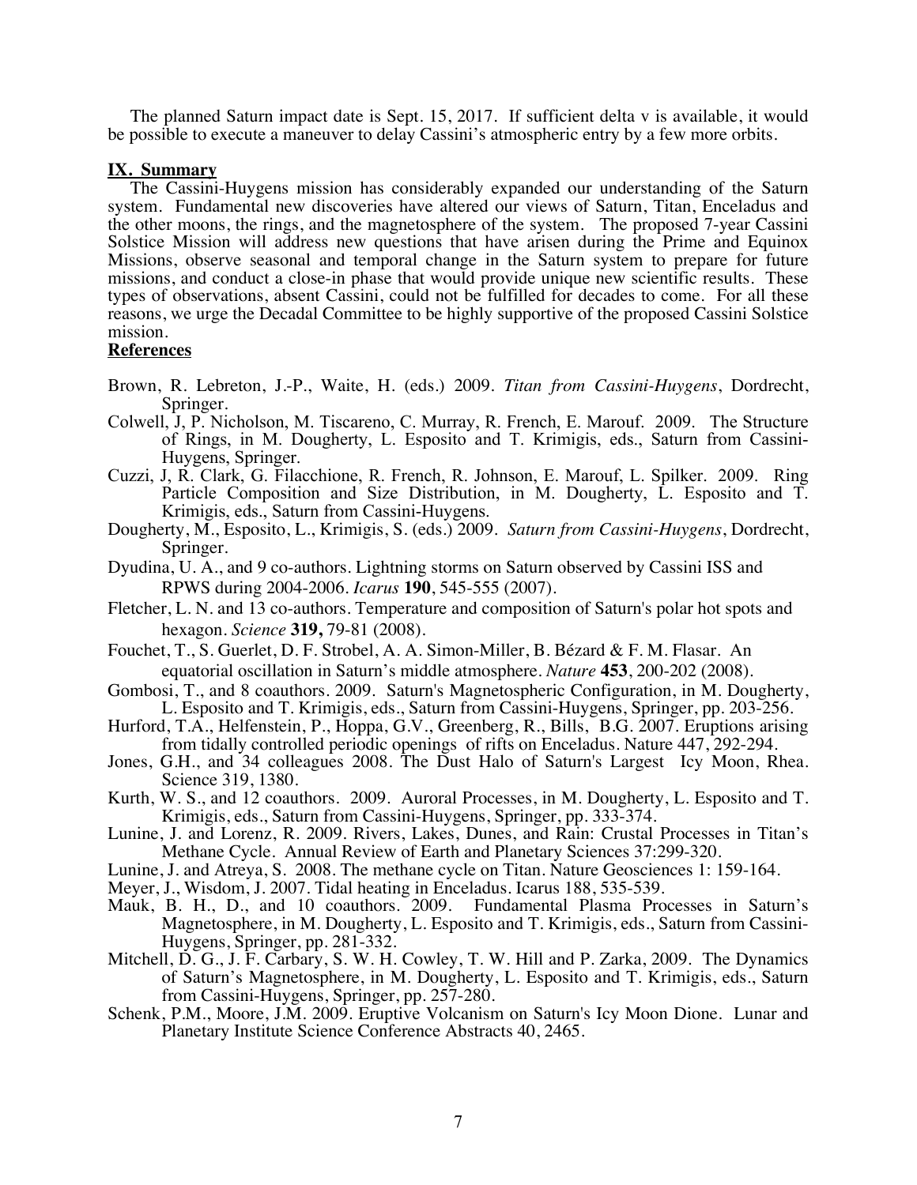The planned Saturn impact date is Sept. 15, 2017. If sufficient delta v is available, it would be possible to execute a maneuver to delay Cassini's atmospheric entry by a few more orbits.

## IX. Summary

The Cassini-Huygens mission has considerably expanded our understanding of the Saturn system. Fundamental new discoveries have altered our views of Saturn, Titan, Enceladus and the other moons, the rings, and the magnetosphere of the system. The proposed 7-year Cassini Solstice Mission will address new questions that have arisen during the Prime and Equinox Missions, observe seasonal and temporal change in the Saturn system to prepare for future missions, and conduct a close-in phase that would provide unique new scientific results. These types of observations, absent Cassini, could not be fulfilled for decades to come. For all these reasons, we urge the Decadal Committee to be highly supportive of the proposed Cassini Solstice mission.

## References

Brown, R. Lebreton, J.-P., Waite, H. (eds.) 2009. *Titan from Cassini-Huygens*, Dordrecht, Springer.

Colwell, J, P. Nicholson, M. Tiscareno, C. Murray, R. French, E. Marouf. 2009. The Structure of Rings, in M. Dougherty, L. Esposito and T. Krimigis, eds., Saturn from Cassini-Huygens, Springer.

Cuzzi, J, R. Clark, G. Filacchione, R. French, R. Johnson, E. Marouf, L. Spilker. 2009. Ring Particle Composition and Size Distribution, in M. Dougherty, L. Esposito and T. Krimigis, eds., Saturn from Cassini-Huygens.

Dougherty, M., Esposito, L., Krimigis, S. (eds.) 2009. *Saturn from Cassini-Huygens*, Dordrecht, Springer.

Dyudina, U. A., and 9 co-authors. Lightning storms on Saturn observed by Cassini ISS and RPWS during 2004-2006. *Icarus* **190**, 545-555 (2007).

Fletcher, L. N. and 13 co-authors. Temperature and composition of Saturn's polar hot spots and hexagon. *Science* **319,** 79-81 (2008).

Fouchet, T., S. Guerlet, D. F. Strobel, A. A. Simon-Miller, B. Bézard & F. M. Flasar. An equatorial oscillation in Saturn's middle atmosphere. *Nature* **453**, 200-202 (2008).

Gombosi, T., and 8 coauthors. 2009. Saturn's Magnetospheric Configuration, in M. Dougherty, L. Esposito and T. Krimigis, eds., Saturn from Cassini-Huygens, Springer, pp. 203-256.

Hurford, T.A., Helfenstein, P., Hoppa, G.V., Greenberg, R., Bills, B.G. 2007. Eruptions arising from tidally controlled periodic openings of rifts on Enceladus. Nature 447, 292-294.

Jones, G.H., and 34 colleagues 2008. The Dust Halo of Saturn's Largest Icy Moon, Rhea. Science 319, 1380.

Kurth, W. S., and 12 coauthors. 2009. Auroral Processes, in M. Dougherty, L. Esposito and T. Krimigis, eds., Saturn from Cassini-Huygens, Springer, pp. 333-374.

Lunine, J. and Lorenz, R. 2009. Rivers, Lakes, Dunes, and Rain: Crustal Processes in Titan's Methane Cycle. Annual Review of Earth and Planetary Sciences 37:299-320.

Lunine, J. and Atreya, S. 2008. The methane cycle on Titan. Nature Geosciences 1: 159-164.

Meyer, J., Wisdom, J. 2007. Tidal heating in Enceladus. Icarus 188, 535-539.

Mauk, B. H., D., and 10 coauthors. 2009. Fundamental Plasma Processes in Saturn's Magnetosphere, in M. Dougherty, L. Esposito and T. Krimigis, eds., Saturn from Cassini-Huygens, Springer, pp. 281-332.

Mitchell, D. G., J. F. Carbary, S. W. H. Cowley, T. W. Hill and P. Zarka, 2009. The Dynamics of Saturn's Magnetosphere, in M. Dougherty, L. Esposito and T. Krimigis, eds., Saturn from Cassini-Huygens, Springer, pp. 257-280.

Schenk, P.M., Moore, J.M. 2009. Eruptive Volcanism on Saturn's Icy Moon Dione. Lunar and Planetary Institute Science Conference Abstracts 40, 2465.